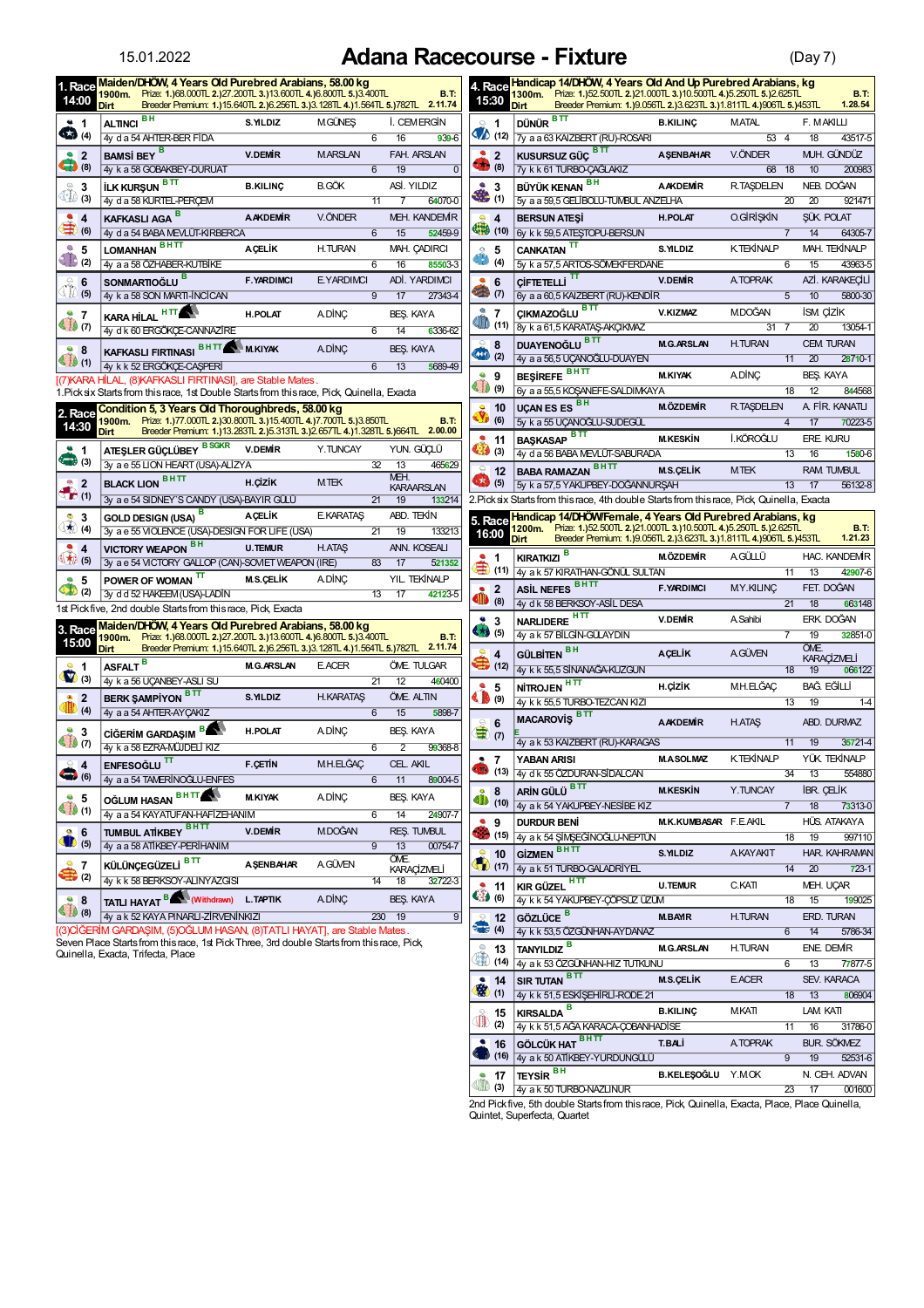15.01.2022

# Adana Racecourse - Fixture

(Day 7)

## 1. Race 14:00 — Maiden/DHÖW, 4 Years Old Purebred Arabians, 58.00 kg

1900m. Dirt — Prize: 1.)68.000TL 2.)27.200TL 3.)13.600TL 4.)6.800TL 5.)3.400TL — Breeder Premium: 1.)15.640TL 2.)6.256TL 3.)3.128TL 4.)1.564TL 5.)782TL — B.T: 2.11.74

| No | Horse | Jockey | Trainer | Owner |
|---|---|---|---|---|
| 1 (4) | ALTINCI [BH] — 4y d a 54 AHTER-BER FİDA — 6 16 939-6 | S.YILDIZ | M.GÜNEŞ | İ. CEMERGİN |
| 2 (8) | BAMSİ BEY [B] — 4y k a 58 GOBAKBEY-DURUAT — 6 19 0 | V.DEMİR | M.ARSLAN | FAH. ARSLAN |
| 3 (3) | İLK KURŞUN [B TT] — 4y d a 58 KURTEL-PERÇEM — 11 7 64070-0 | B.KILINÇ | B.GÖK | ASİ. YILDIZ |
| 4 (6) | KAFKASLI AGA [B] — 4y d a 54 BABA MEVLÜT-KIRBERCA — 6 15 52459-9 | A.AKDEMİR | V.ÖNDER | MEH. KANDEMİR |
| 5 (2) | LOMANHAN [B H TT] — 4y a a 58 ÖZHABER-KUTBİKE — 6 16 85503-3 | A.ÇELİK | H.TURAN | MAH. ÇADIRCI |
| 6 (5) | SONMARTIOĞLU [B] — 4y k a 58 SON MARTI-İNCİCAN — 9 17 27343-4 | F.YARDIMCI | E.YARDIMCI | ADİ. YARDIMCI |
| 7 (7) | KARA HİLAL [H TT] — 4y d k 60 ERGÖKÇE-CANNAZİRE — 6 14 6336-62 | H.POLAT | A.DİNÇ | BEŞ. KAYA |
| 8 (1) | KAFKASLI FIRTINASI [B H TT] — 4y k k 52 ERGÖKÇE-CAŞPERİ — 6 13 5689-49 | M.KIYAK | A.DİNÇ | BEŞ. KAYA |

[(7)KARA HİLAL, (8)KAFKASLI FIRTINASI], are Stable Mates.
1.Pick six Starts from this race, 1st Double Starts from this race, Pick, Quinella, Exacta

## 2. Race 14:30 — Condition 5, 3 Years Old Thoroughbreds, 58.00 kg

1900m. Dirt — Prize: 1.)77.000TL 2.)30.800TL 3.)15.400TL 4.)7.700TL 5.)3.850TL — Breeder Premium: 1.)13.283TL 2.)5.313TL 3.)2.657TL 4.)1.328TL 5.)664TL — B.T: 2.00.00

| No | Horse | Jockey | Trainer | Owner |
|---|---|---|---|---|
| 1 (3) | ATEŞLER GÜÇLÜBEY [B SGKR] — 3y a e 55 LION HEART (USA)-ALİZYA — 32 13 465629 | V.DEMİR | Y.TUNCAY | YUN. GÜÇLÜ |
| 2 (1) | BLACK LION [B H TT] — 3y a e 54 SIDNEY'S CANDY (USA)-BAYIR GÜLÜ — 21 19 133214 | H.ÇİZİK | M.TEK | MEH. KARAARSLAN |
| 3 (4) | GOLD DESIGN (USA) [B] — 3y a e 55 VIOLENCE (USA)-DESIGN FOR LIFE (USA) — 21 19 133213 | A.ÇELİK | E.KARATAŞ | ABD. TEKİN |
| 4 (5) | VICTORY WEAPON [B H] — 3y a e 54 VICTORY GALLOP (CAN)-SOVIET WEAPON (IRE) — 83 17 521352 | U.TEMUR | H.ATAŞ | ANN. KOSEALI |
| 5 (2) | POWER OF WOMAN [TT] — 3y d d 52 HAKEEM (USA)-LADİN — 13 17 42123-5 | M.S.ÇELİK | A.DİNÇ | YIL. TEKİNALP |

1st Pick five, 2nd double Starts from this race, Pick, Exacta

## 3. Race 15:00 — Maiden/DHÖW, 4 Years Old Purebred Arabians, 58.00 kg

1900m. Dirt — Prize: 1.)68.000TL 2.)27.200TL 3.)13.600TL 4.)6.800TL 5.)3.400TL — Breeder Premium: 1.)15.640TL 2.)6.256TL 3.)3.128TL 4.)1.564TL 5.)782TL — B.T: 2.11.74

| No | Horse | Jockey | Trainer | Owner |
|---|---|---|---|---|
| 1 (3) | ASFALT [B] — 4y k a 56 UÇANBEY-ASLI SU — 21 12 460400 | M.G.ARSLAN | E.ACER | ÖME. TULGAR |
| 2 (4) | BERK ŞAMPİYON [B TT] — 4y a a 54 AHTER-AYÇAKIZ — 6 15 5898-7 | S.YILDIZ | H.KARATAŞ | ÖME. ALTIN |
| 3 (7) | CİĞERİM GARDAŞIM [B] — 4y k a 58 EZRA-MÜJDELİ KIZ — 6 2 99368-8 | H.POLAT | A.DİNÇ | BEŞ. KAYA |
| 4 (6) | ENFESOĞLU [TT] — 4y a a 54 TAMERİNOĞLU-ENFES — 6 11 88004-5 | F.ÇETİN | M.H.ELĞAÇ | CEL. AKIL |
| 5 (1) | OĞLUM HASAN [B H TT] — 4y a a 54 KAYATUFAN-HAFİZEHANIM — 6 14 24907-7 | M.KIYAK | A.DİNÇ | BEŞ. KAYA |
| 6 (5) | TUMBUL ATİKBEY [B H TT] — 4y a a 58 ATİKBEY-PERİHANIM — 9 13 00754-7 | V.DEMİR | M.DOĞAN | REŞ. TUMBUL |
| 7 (2) | KÜLÜNÇEGÜZELİ [B TT] — 4y k k 58 BERKSOY-ALINYAZGISI — 14 18 32722-3 | A.ŞENBAHAR | A.GÜVEN | ÖME. KARAÇİZMELİ |
| 8 (8) | TATLI HAYAT [B] (Withdrawn) — 4y a k 52 KAYA PINARLI-ZİRVENİNKIZI — 230 19 9 | L.TAPTIK | A.DİNÇ | BEŞ. KAYA |

[(3)CİĞERİM GARDAŞIM, (5)OĞLUM HASAN, (8)TATLI HAYAT], are Stable Mates.
Seven Place Starts from this race, 1st Pick Three, 3rd double Starts from this race, Pick, Quinella, Exacta, Trifecta, Place

## 4. Race 15:30 — Handicap 14/DHÖW, 4 Years Old And Up Purebred Arabians, kg

1300m. Dirt — Prize: 1.)52.500TL 2.)21.000TL 3.)10.500TL 4.)5.250TL 5.)2.625TL — Breeder Premium: 1.)9.056TL 2.)3.623TL 3.)1.811TL 4.)906TL 5.)453TL — B.T: 1.28.54

| No | Horse | Jockey | Trainer | Owner |
|---|---|---|---|---|
| 1 (12) | DÜNÜR [B TT] — 7y a a 63 KAIZBERT (RU)-ROSARI — 53 4 18 43517-5 | B.KILINÇ | M.ATAL | F. MAKILLI |
| 2 (8) | KUSURSUZ GÜÇ [B TT] — 7y k k 61 TURBO-ÇAĞLAKIZ — 68 18 10 200983 | A.ŞENBAHAR | V.ÖNDER | MUH. GÜNDÜZ |
| 3 (1) | BÜYÜK KENAN [B H] — 5y a a 59,5 GELİBOLU-TUMBUL ANZELHA — 20 20 921471 | A.AKDEMİR | R.TAŞDELEN | NEB. DOĞAN |
| 4 (10) | BERSUN ATEŞİ — 6y k a 59,5 ATEŞTOPU-BERSUN — 7 14 64305-7 | H.POLAT | O.GİRİŞKİN | ŞÜK. POLAT |
| 5 (4) | CANKATAN [TT] — 5y k a 57,5 ARTOS-SÖMEKFERDANE — 6 15 43963-5 | S.YILDIZ | K.TEKİNALP | MAH. TEKİNALP |
| 6 (7) | ÇİFTETELLİ [TT] — 6y a a 60,5 KAIZBERT (RU)-KENDİR — 5 10 5800-30 | V.DEMİR | A.TOPRAK | AZİ. KARAKEÇİLİ |
| 7 (11) | ÇIKMAZOĞLU [B TT] — 8y k a 61,5 KARATAŞ-AKÇIKMAZ — 31 7 20 13054-1 | V.KIZMAZ | M.DOĞAN | İSM. ÇİZİK |
| 8 (2) | DUAYENOĞLU [B TT] — 4y a a 56,5 UÇANOĞLU-DUAYEN — 11 20 28710-1 | M.G.ARSLAN | H.TURAN | CEM. TURAN |
| 9 (6) | BEŞİREFE [B H TT] — 6y a a 55,5 KOŞANEFE-SALDIMKAYA — 18 12 844568 | M.KIYAK | A.DİNÇ | BEŞ. KAYA |
| 10 (6) | UÇAN ES ES [B H] — 5y k a 55 UÇANOĞLU-SUDEGÜL — 4 17 70223-5 | M.ÖZDEMİR | R.TAŞDELEN | A. FİR. KANATLI |
| 11 (3) | BAŞKAPAŞ [B TT] — 4y d a 56 BABA MEVLÜT-SABURADA — 13 16 1580-6 | M.KESKİN | İ.KÖROĞLU | ERE. KURU |
| 12 (5) | BABA RAMAZAN [B H TT] — 5y k a 57,5 YAKUPBEY-DOĞANNURŞAH — 13 17 56132-8 | M.S.ÇELİK | M.TEK | RAM. TUMBUL |

2.Pick six Starts from this race, 4th double Starts from this race, Pick, Quinella, Exacta

## 5. Race 16:00 — Handicap 14/DHÖW/Female, 4 Years Old Purebred Arabians, kg

1200m. Dirt — Prize: 1.)52.500TL 2.)21.000TL 3.)10.500TL 4.)5.250TL 5.)2.625TL — Breeder Premium: 1.)9.056TL 2.)3.623TL 3.)1.811TL 4.)906TL 5.)453TL — B.T: 1.21.23

| No | Horse | Jockey | Trainer | Owner |
|---|---|---|---|---|
| 1 (11) | KIRATKIZI [B] — 4y k a 57 KIRATHAN-GÖNÜL SULTAN — 11 13 42907-6 | M.ÖZDEMİR | A.GÜLLÜ | HAC. KANDEMİR |
| 2 (8) | ASİL NEFES [B H TT] — 4y d k 58 BERKSOY-ASİL DESA — 21 18 663148 | F.YARDIMCI | M.Y.KILINÇ | FET. DOĞAN |
| 3 (5) | NARLIDERE [H TT] — 4y a k 57 BİLGİN-GÜLAYDIN — 7 19 32851-0 | V.DEMİR | A.Sahibi | ERK. DOĞAN |
| 4 (12) | GÜLBİTEN [B H] — 4y k k 55,5 SİNANAĞA-KUZGUN — 18 19 066122 | A.ÇELİK | A.GÜVEN | ÖME. KARAÇİZMELİ |
| 5 (9) | NİTROJEN [H TT] — 4y k k 55,5 TURBO-TEZCAN KIZI — 13 19 1-4 | H.ÇİZİK | M.H.ELĞAÇ | BAĞ. EĞİLLİ |
| 6 (7) | MACAROVİŞ [B TT E] — 4y a a 53 KAIZBERT (RU)-KARAGAS — 11 19 35721-4 | A.AKDEMİR | H.ATAŞ | ABD. DURMAZ |
| 7 (13) | YABAN ARISI — 4y d k 55 ÖZDURAN-SİDALCAN — 34 13 554880 | M.A.SOLMAZ | K.TEKİNALP | YÜK. TEKİNALP |
| 8 (10) | ARİN GÜLÜ [B TT] — 4y a k 54 YAKUPBEY-NESİBE KIZ — 7 18 73313-0 | M.KESKİN | Y.TUNCAY | İBR. ÇELİK |
| 9 (15) | DURDUR BENİ — 4y a k 54 ŞİMŞEĞİNOĞLU-NEPTÜN — 18 19 997110 | M.K.KUMBASAR | F.E.AKIL | HÜS. ATAKAYA |
| 10 (17) | GİZMEN [B H TT] — 4y a k 51 TURBO-GALADRİYEL — 14 20 723-1 | S.YILDIZ | A.KAYAKIT | HAR. KAHRAMAN |
| 11 (6) | KIR GÜZEL [H TT] — 4y k k 54 YAKUPBEY-ÇÖPSÜZ ÜZÜM — 18 15 199025 | U.TEMUR | C.KATI | MEH. UÇAR |
| 12 (4) | GÖZLÜCE [B] — 4y k k 53,5 ÖZGÜNHAN-AYDANAZ — 6 14 5786-34 | M.BAYIR | H.TURAN | ERD. TURAN |
| 13 (14) | TANYILDIZ [B] — 4y a k 53 ÖZGÜNHAN-HIZ TUTKUNU — 6 13 77877-5 | M.G.ARSLAN | H.TURAN | ENE. DEMİR |
| 14 (1) | SIR TUTAN [B TT] — 4y k k 51,5 ESKİŞEHİRLİ-RODE 21 — 18 13 806904 | M.S.ÇELİK | E.ACER | SEV. KARACA |
| 15 (2) | KIRSALDA [B] — 4y k k 51,5 AKA KARACA-ÇOBANHADİSE — 11 16 31786-0 | B.KILINÇ | M.KATI | LAM. KATI |
| 16 (16) | GÖLCÜK HAT [B H TT] — 4y a k 50 ATİKBEY-YURDUNGÜLÜ — 9 19 52531-6 | T.BALİ | A.TOPRAK | BUR. SÖKMEZ |
| 17 (3) | TEYSİR [B H] — 4y a k 50 TURBO-NAZLINUR — 23 17 001600 | B.KELEŞOĞLU | Y.MOK | N. CEH. ADVAN |

2nd Pick five, 5th double Starts from this race, Pick, Quinella, Exacta, Place, Place Quinella, Quintet, Superfecta, Quartet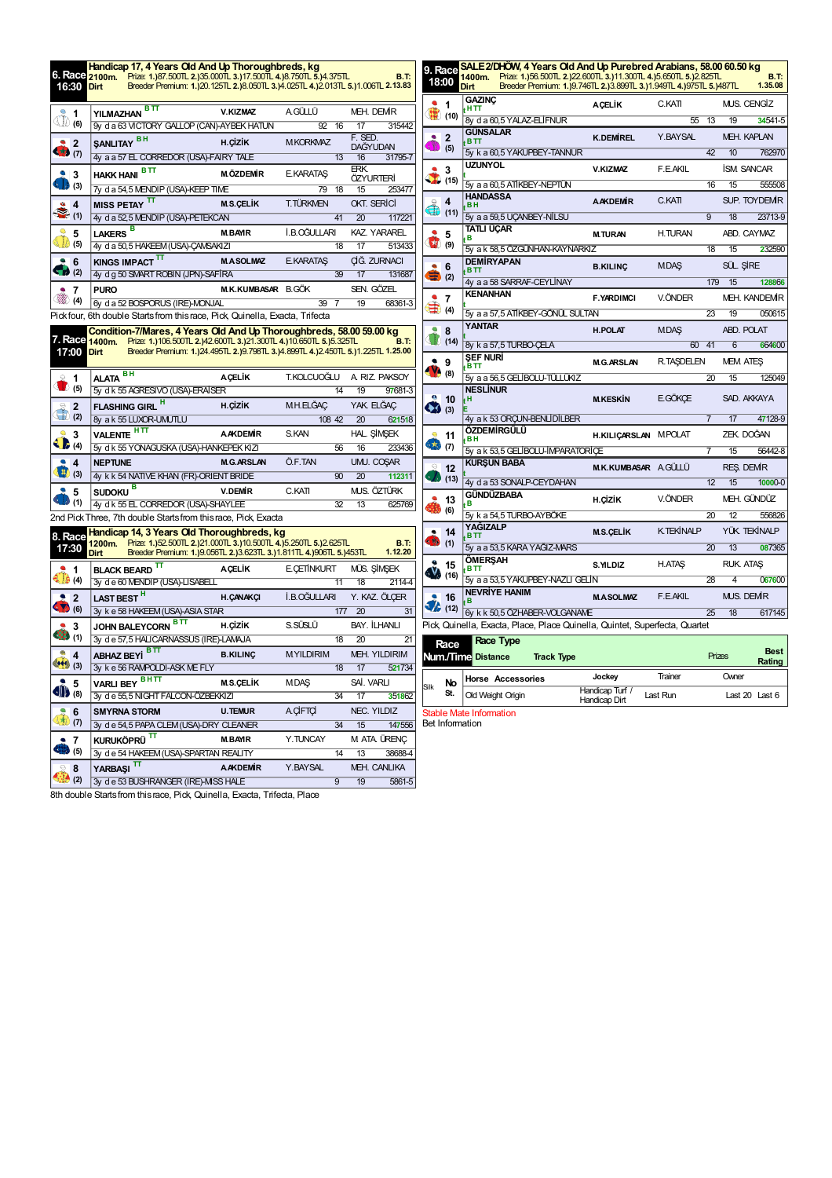## 6. Race 16:30 — Handicap 17, 4 Years Old And Up Thoroughbreds, kg

2100m. Dirt — Prize: 1.)87.500TL 2.)35.000TL 3.)17.500TL 4.)8.750TL 5.)4.375TL — B.T: 2.13.83
Breeder Premium: 1.)20.125TL 2.)8.050TL 3.)4.025TL 4.)2.013TL 5.)1.006TL

| No (St.) | Horse / Origin | Jockey | Trainer | Owner | Last Run | Last 20 | Last 6 |
|---|---|---|---|---|---|---|---|
| 1 (6) | YILMAZHAN B TT — 9y d a 63 VICTORY GALLOP (CAN)-AYBEK HATUN | V.KIZMAZ | A.GÜLLÜ | MEH. DEMİR | 92 | 16 | 17 315442 |
| 2 (7) | ŞANLITAY B H — 4y a a 57 EL CORREDOR (USA)-FAIRY TALE | H.ÇİZİK | M.KORKMAZ | F. SED. DAĞYUDAN | 13 | 16 | 31795-7 |
| 3 (3) | HAKK HANI B TT — 7y d a 54,5 MENDIP (USA)-KEEP TIME | M.ÖZDEMİR | E.KARATAŞ | ERK. ÖZYURTERİ | 79 | 18 | 15 253477 |
| 4 (1) | MISS PETAY TT — 4y d a 52,5 MENDIP (USA)-PETEKCAN | M.S.ÇELİK | T.TÜRKMEN | OKT. SERİCİ | 41 | 20 | 117221 |
| 5 (5) | LAKERS B — 4y d a 50,5 HAKEEM (USA)-ÇAMSAKIZI | M.BAYIR | İ.B.OĞULLARI | KAZ. YARAREL | 18 | 17 | 513433 |
| 6 (2) | KINGS IMPACT TT — 4y d g 50 SMART ROBIN (JPN)-SAFİRA | M.A.SOLMAZ | E.KARATAŞ | ÇİĞ. ZURNACI | 39 | 17 | 131687 |
| 7 (4) | PURO — 6y d a 52 BOSPORUS (IRE)-MONJAL | M.K.KUMBASAR | B.GÖK | SEN. GÖZEL | 39 7 | 19 | 68361-3 |

Pickfour, 6th double Starts from this race, Pick, Quinella, Exacta, Trifecta

## 7. Race 17:00 — Condition-7/Mares, 4 Years Old And Up Thoroughbreds, 58.00 59.00 kg

1400m. Dirt — Prize: 1.)106.500TL 2.)42.600TL 3.)21.300TL 4.)10.650TL 5.)5.325TL — B.T: 1.25.00
Breeder Premium: 1.)24.495TL 2.)9.798TL 3.)4.899TL 4.)2.450TL 5.)1.225TL

| No (St.) | Horse / Origin | Jockey | Trainer | Owner | Last Run | Last 20 | Last 6 |
|---|---|---|---|---|---|---|---|
| 1 (5) | ALATA B H — 5y d k 55 AGRESIVO (USA)-ERAISER | A.ÇELİK | T.KOLCUOĞLU | A. RIZ. PAKSOY | 14 | 19 | 97681-3 |
| 2 (2) | FLASHING GIRL H — 8y a k 55 LUXOR-UMUTLU | H.ÇİZİK | M.H.ELĞAÇ | YAK. ELĞAÇ | 108 42 | 20 | 621518 |
| 3 (4) | VALENTE H TT — 5y d k 55 YONAGUSKA (USA)-HANKEPEK KIZI | A.AKDEMİR | S.KAN | HAL. ŞİMŞEK | 56 | 16 | 233436 |
| 4 (3) | NEPTUNE — 4y k k 54 NATIVE KHAN (FR)-ORIENT BRIDE | M.G.ARSLAN | Ö.F.TAN | UMU. COŞAR | 90 | 20 | 112311 |
| 5 (1) | SUDOKU B — 4y d k 55 EL CORREDOR (USA)-SHAYLEE | V.DEMİR | C.KATI | MUS. ÖZTÜRK | 32 | 13 | 625769 |

2nd Pick Three, 7th double Starts from this race, Pick, Exacta

## 8. Race 17:30 — Handicap 14, 3 Years Old Thoroughbreds, kg

1200m. Dirt — Prize: 1.)52.500TL 2.)21.000TL 3.)10.500TL 4.)5.250TL 5.)2.625TL — B.T: 1.12.20
Breeder Premium: 1.)9.056TL 2.)3.623TL 3.)1.811TL 4.)906TL 5.)453TL

| No (St.) | Horse / Origin | Jockey | Trainer | Owner | Last Run | Last 20 | Last 6 |
|---|---|---|---|---|---|---|---|
| 1 (4) | BLACK BEARD TT — 3y d e 60 MENDIP (USA)-LISABELL | A.ÇELİK | E.ÇETİNKURT | MÜS. ŞİMŞEK | 11 | 18 | 2114-4 |
| 2 (6) | LAST BEST H — 3y k e 58 HAKEEM (USA)-ASIA STAR | H.ÇANAKÇI | İ.B.OĞULLARI | Y. KAZ. ÖLÇER | 177 | 20 | 31 |
| 3 (1) | JOHN BALEYCORN B TT — 3y d e 57,5 HALICARNASSUS (IRE)-LAMAJA | H.ÇİZİK | S.SÜSLÜ | BAY. İLHANLI | 18 | 20 | 21 |
| 4 (3) | ABHAZ BEYİ B TT — 3y k e 56 RAMPOLDI-ASK ME FLY | B.KILINÇ | M.YILDIRIM | MEH. YILDIRIM | 18 | 17 | 521734 |
| 5 (8) | VARLI BEY B H TT — 3y d e 55,5 NIGHT FALCON-ÖZBEKKIZI | M.S.ÇELİK | M.DAŞ | SAİ. VARLI | 34 | 17 | 351862 |
| 6 (7) | SMYRNA STORM — 3y d e 54,5 PAPA CLEM (USA)-DRY CLEANER | U.TEMUR | A.ÇİFTÇİ | NEC. YILDIZ | 34 | 15 | 147556 |
| 7 (5) | KURUKÖPRÜ TT — 3y d e 54 HAKEEM (USA)-SPARTAN REALITY | M.BAYIR | Y.TUNCAY | M. ATA. ÜRENÇ | 14 | 13 | 38688-4 |
| 8 (2) | YARBAŞI TT — 3y d e 53 BUSHRANGER (IRE)-MISS HALE | A.AKDEMİR | Y.BAYSAL | MEH. CANLIKA | 9 | 19 | 5861-5 |

8th double Starts from this race, Pick, Quinella, Exacta, Trifecta, Place

## 9. Race 18:00 — SALE 2/DHÖW, 4 Years Old And Up Purebred Arabians, 58.00 60.50 kg

1400m. Dirt — Prize: 1.)56.500TL 2.)22.600TL 3.)11.300TL 4.)5.650TL 5.)2.825TL — B.T: 1.35.08
Breeder Premium: 1.)9.746TL 2.)3.899TL 3.)1.949TL 4.)975TL 5.)487TL

| No (St.) | Horse / Origin | Jockey | Trainer | Owner | Last Run | Last 20 | Last 6 |
|---|---|---|---|---|---|---|---|
| 1 (10) | GAZINÇ H TT — 8y d a 60,5 YALAZ-ELİFNUR | A.ÇELİK | C.KATI | MUS. CENGİZ | 55 13 | 19 | 34541-5 |
| 2 (5) | GÜNSALAR B TT — 5y k a 60,5 YAKUPBEY-TANNUR | K.DEMİREL | Y.BAYSAL | MEH. KAPLAN | 42 | 10 | 762970 |
| 3 (15) | UZUNYOL — 5y a a 60,5 ATİKBEY-NEPTÜN | V.KIZMAZ | F.E.AKIL | İSM. SANCAR | 16 | 15 | 555508 |
| 4 (11) | HANDASSA B H — 5y a k 59,5 UÇANBEY-NİLSU | A.AKDEMİR | C.KATI | SUP. TOYDEMİR | 9 | 18 | 23713-9 |
| 5 (9) | TATLI UÇAR B — 5y a k 58,5 ÖZGÜNHAN-KAYNARKIZ | M.TURAN | H.TURAN | ABD. CAYMAZ | 18 | 15 | 232590 |
| 6 (2) | DEMİRYAPAN B TT — 4y a a 58 SARRAF-CEYLİNAY | B.KILINÇ | M.DAŞ | SÜL. ŞİRE | 179 | 15 | 128866 |
| 7 (4) | KENANHAN — 5y a a 57,5 ATİKBEY-GÖNÜL SULTAN | F.YARDIMCI | V.ÖNDER | MEH. KANDEMİR | 23 | 19 | 050615 |
| 8 (14) | YANTAR — 8y k a 57,5 TURBO-ÇELA | H.POLAT | M.DAŞ | ABD. POLAT | 60 41 | 6 | 664600 |
| 9 (8) | ŞEF NURİ B TT — 5y a a 56,5 GELİBOLU-TÜLLÜKIZ | M.G.ARSLAN | R.TAŞDELEN | MEM. ATEŞ | 20 | 15 | 125049 |
| 10 (3) | NESLİNUR H E — 4y a k 53 ORÇUN-BENLİDİLBER | M.KESKİN | E.GÖKÇE | SAD. AKKAYA | 7 | 17 | 47128-9 |
| 11 (7) | ÖZDEMİRGÜLÜ B H — 5y a k 53,5 GELİBOLU-İMPARATORİÇE | H.KILIÇARSLAN | M.POLAT | ZEK. DOĞAN | 7 | 15 | 56442-8 |
| 12 (13) | KURŞUN BABA — 4y d a 53 SONALP-CEYDAHAN | M.K.KUMBASAR | A.GÜLLÜ | REŞ. DEMİR | 12 | 15 | 10000-0 |
| 13 (6) | GÜNDÜZBABA B — 5y k a 54,5 TURBO-AYBÖKE | H.ÇİZİK | V.ÖNDER | MEH. GÜNDÜZ | 20 | 12 | 556826 |
| 14 (1) | YAĞIZALP B TT — 5y a a 53,5 KARA YAĞIZ-MARS | M.S.ÇELİK | K.TEKİNALP | YÜK. TEKİNALP | 20 | 13 | 087365 |
| 15 (16) | ÖMERŞAH B TT — 5y a a 53,5 YAKUPBEY-NAZLI GELİN | S.YILDIZ | H.ATAŞ | RUK. ATAŞ | 28 | 4 | 067600 |
| 16 (12) | NEVRİYE HANIM B — 6y k k 50,5 ÖZHABER-VOLGANAME | M.A.SOLMAZ | F.E.AKIL | MUS. DEMİR | 25 | 18 | 617145 |

Pick, Quinella, Exacta, Place, Place Quinella, Quintet, Superfecta, Quartet

### Legend

| Race Num./Time | Race Type / Distance / Track Type | Prizes | Best Rating |
|---|---|---|---|
| Silk / No St. | Horse Accessories / Old Weight Origin | Jockey — Handicap Turf / Handicap Dirt; Trainer — Last Run; Owner — Last 20, Last 6 | |

Stable Mate Information

Bet Information